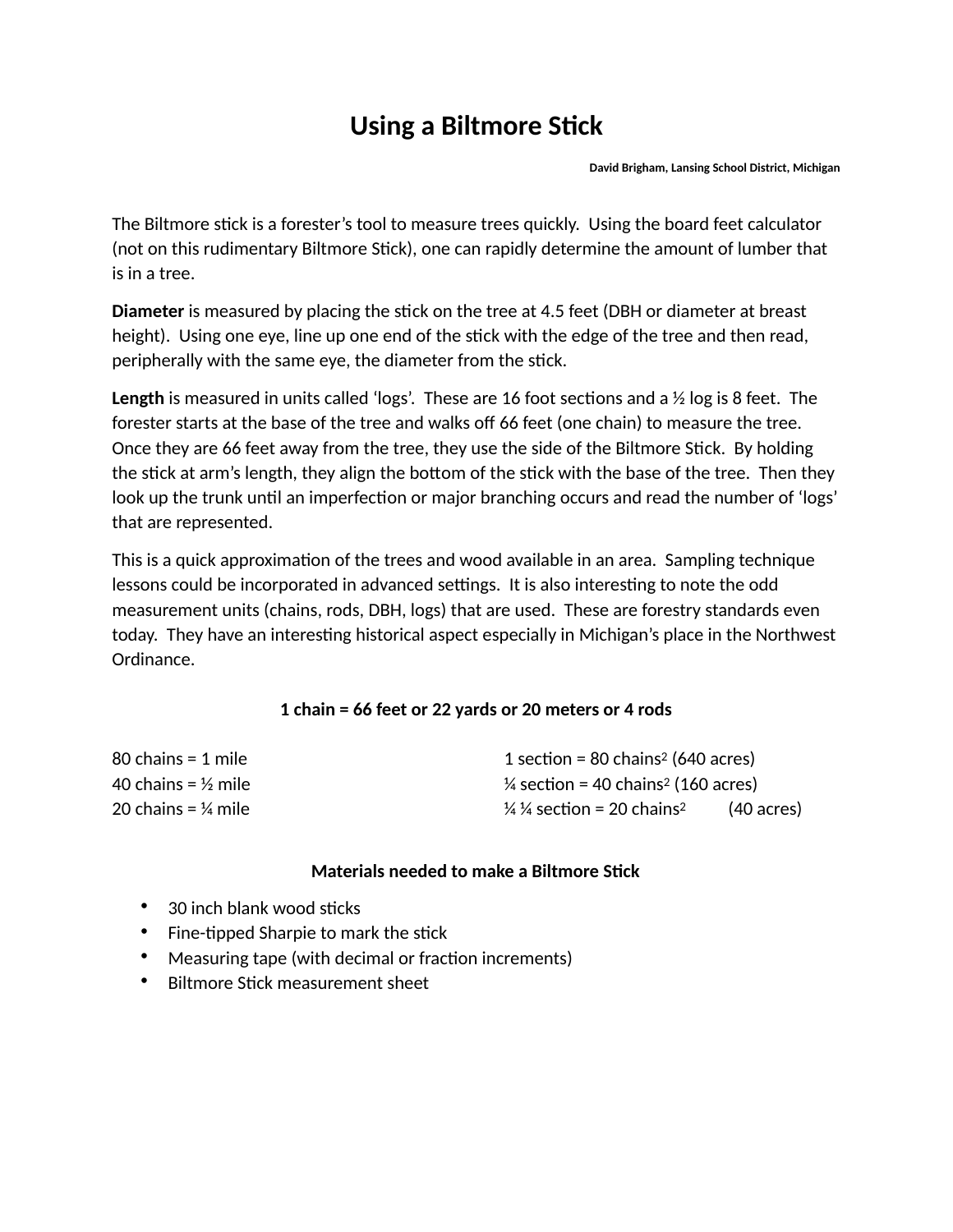# Using a Biltmore Stick

**David Brigham, Lansing School District, Michigan**

The Biltmore stick is a forester's tool to measure trees quickly. Using the board feet calculator (not on this rudimentary Biltmore Stick), one can rapidly determine the amount of lumber that is in a tree.

**Diameter** is measured by placing the stick on the tree at 4.5 feet (DBH or diameter at breast height). Using one eye, line up one end of the stick with the edge of the tree and then read, peripherally with the same eye, the diameter from the stick.

**Length** is measured in units called 'logs'. These are 16 foot sections and a ½ log is 8 feet. The forester starts at the base of the tree and walks off 66 feet (one chain) to measure the tree. Once they are 66 feet away from the tree, they use the side of the Biltmore Stick. By holding the stick at arm's length, they align the bottom of the stick with the base of the tree. Then they look up the trunk until an imperfection or major branching occurs and read the number of 'logs' that are represented.

This is a quick approximation of the trees and wood available in an area. Sampling technique lessons could be incorporated in advanced settings. It is also interesting to note the odd measurement units (chains, rods, DBH, logs) that are used. These are forestry standards even today. They have an interesting historical aspect especially in Michigan's place in the Northwest Ordinance.

**1 chain = 66 feet or 22 yards or 20 meters or 4 rods**

| | |
|---|---|
| 80 chains = 1 mile | 1 section = 80 chains$^2$ (640 acres) |
| 40 chains = ½ mile | ¼ section = 40 chains$^2$ (160 acres) |
| 20 chains = ¼ mile | ¼ ¼ section = 20 chains$^2$ (40 acres) |

**Materials needed to make a Biltmore Stick**

- 30 inch blank wood sticks
- Fine-tipped Sharpie to mark the stick
- Measuring tape (with decimal or fraction increments)
- Biltmore Stick measurement sheet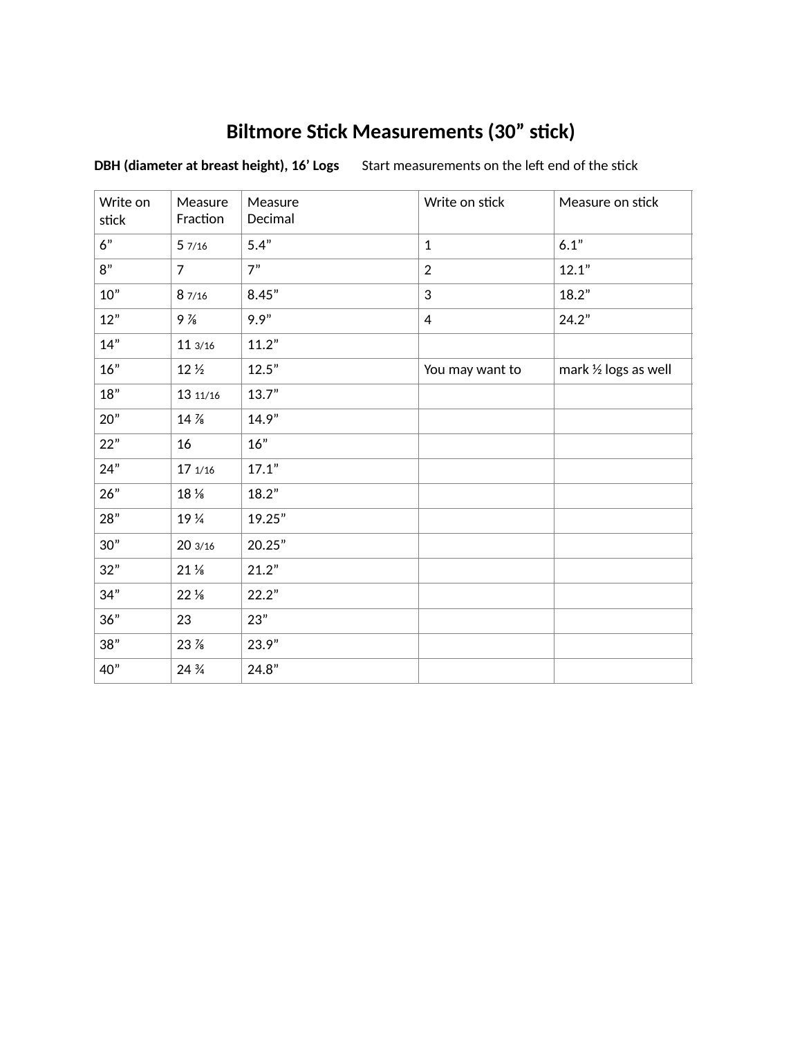# Biltmore Stick Measurements (30" stick)

**DBH (diameter at breast height), 16' Logs** Start measurements on the left end of the stick

| Write on stick | Measure Fraction | Measure Decimal | Write on stick | Measure on stick |
|---|---|---|---|---|
| 6" | 5 7/16 | 5.4" | 1 | 6.1" |
| 8" | 7 | 7" | 2 | 12.1" |
| 10" | 8 7/16 | 8.45" | 3 | 18.2" |
| 12" | 9 ⅞ | 9.9" | 4 | 24.2" |
| 14" | 11 3/16 | 11.2" | | |
| 16" | 12 ½ | 12.5" | You may want to | mark ½ logs as well |
| 18" | 13 11/16 | 13.7" | | |
| 20" | 14 ⅞ | 14.9" | | |
| 22" | 16 | 16" | | |
| 24" | 17 1/16 | 17.1" | | |
| 26" | 18 ⅛ | 18.2" | | |
| 28" | 19 ¼ | 19.25" | | |
| 30" | 20 3/16 | 20.25" | | |
| 32" | 21 ⅛ | 21.2" | | |
| 34" | 22 ⅛ | 22.2" | | |
| 36" | 23 | 23" | | |
| 38" | 23 ⅞ | 23.9" | | |
| 40" | 24 ¾ | 24.8" | | |